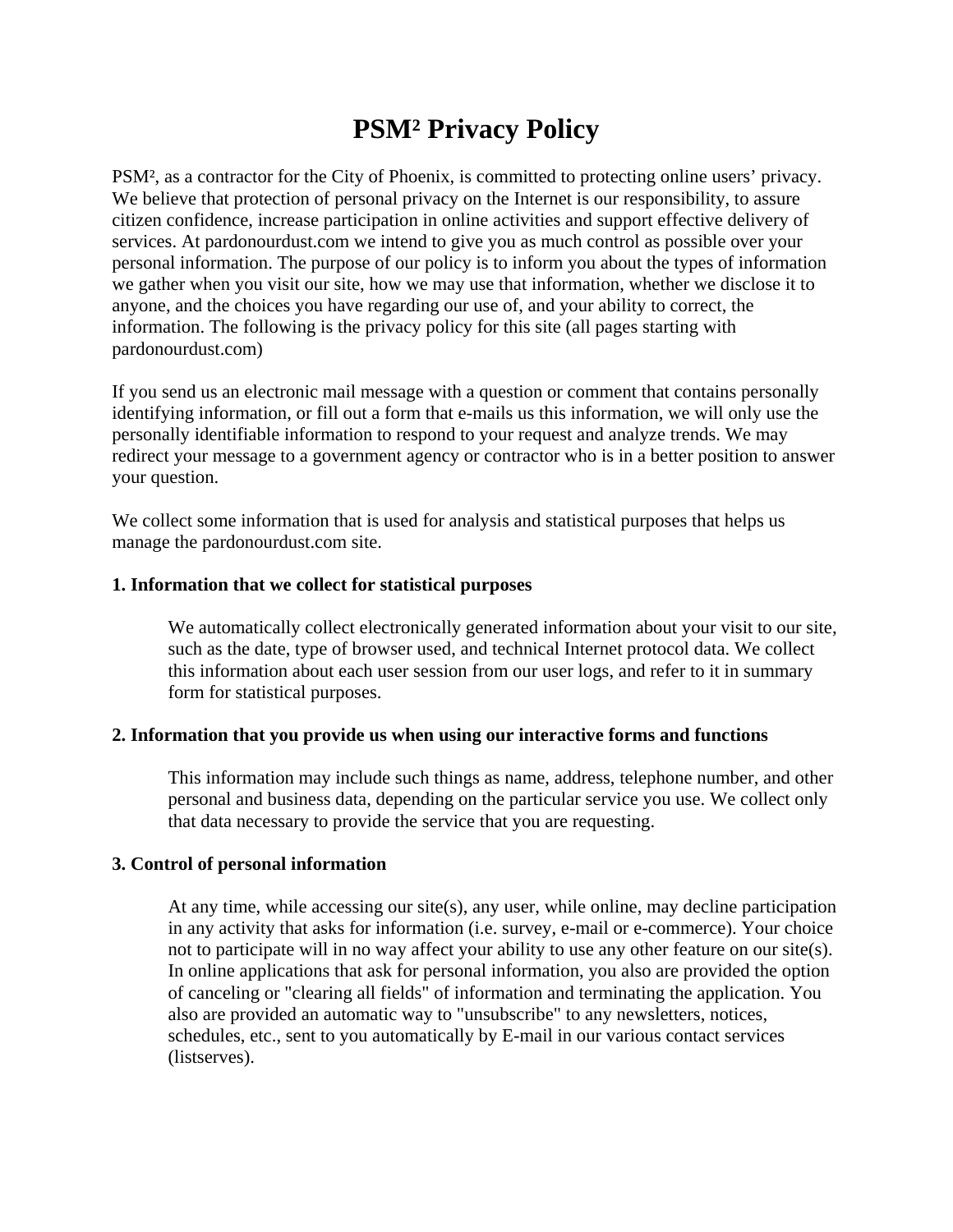# PSM² Privacy Policy

PSM², as a contractor for the City of Phoenix, is committed to protecting online users' privacy. We believe that protection of personal privacy on the Internet is our responsibility, to assure citizen confidence, increase participation in online activities and support effective delivery of services. At pardonourdust.com we intend to give you as much control as possible over your personal information. The purpose of our policy is to inform you about the types of information we gather when you visit our site, how we may use that information, whether we disclose it to anyone, and the choices you have regarding our use of, and your ability to correct, the information. The following is the privacy policy for this site (all pages starting with pardonourdust.com)

If you send us an electronic mail message with a question or comment that contains personally identifying information, or fill out a form that e-mails us this information, we will only use the personally identifiable information to respond to your request and analyze trends. We may redirect your message to a government agency or contractor who is in a better position to answer your question.

We collect some information that is used for analysis and statistical purposes that helps us manage the pardonourdust.com site.

**1. Information that we collect for statistical purposes**

> We automatically collect electronically generated information about your visit to our site, such as the date, type of browser used, and technical Internet protocol data. We collect this information about each user session from our user logs, and refer to it in summary form for statistical purposes.

**2. Information that you provide us when using our interactive forms and functions**

> This information may include such things as name, address, telephone number, and other personal and business data, depending on the particular service you use. We collect only that data necessary to provide the service that you are requesting.

**3. Control of personal information**

> At any time, while accessing our site(s), any user, while online, may decline participation in any activity that asks for information (i.e. survey, e-mail or e-commerce). Your choice not to participate will in no way affect your ability to use any other feature on our site(s). In online applications that ask for personal information, you also are provided the option of canceling or "clearing all fields" of information and terminating the application. You also are provided an automatic way to "unsubscribe" to any newsletters, notices, schedules, etc., sent to you automatically by E-mail in our various contact services (listserves).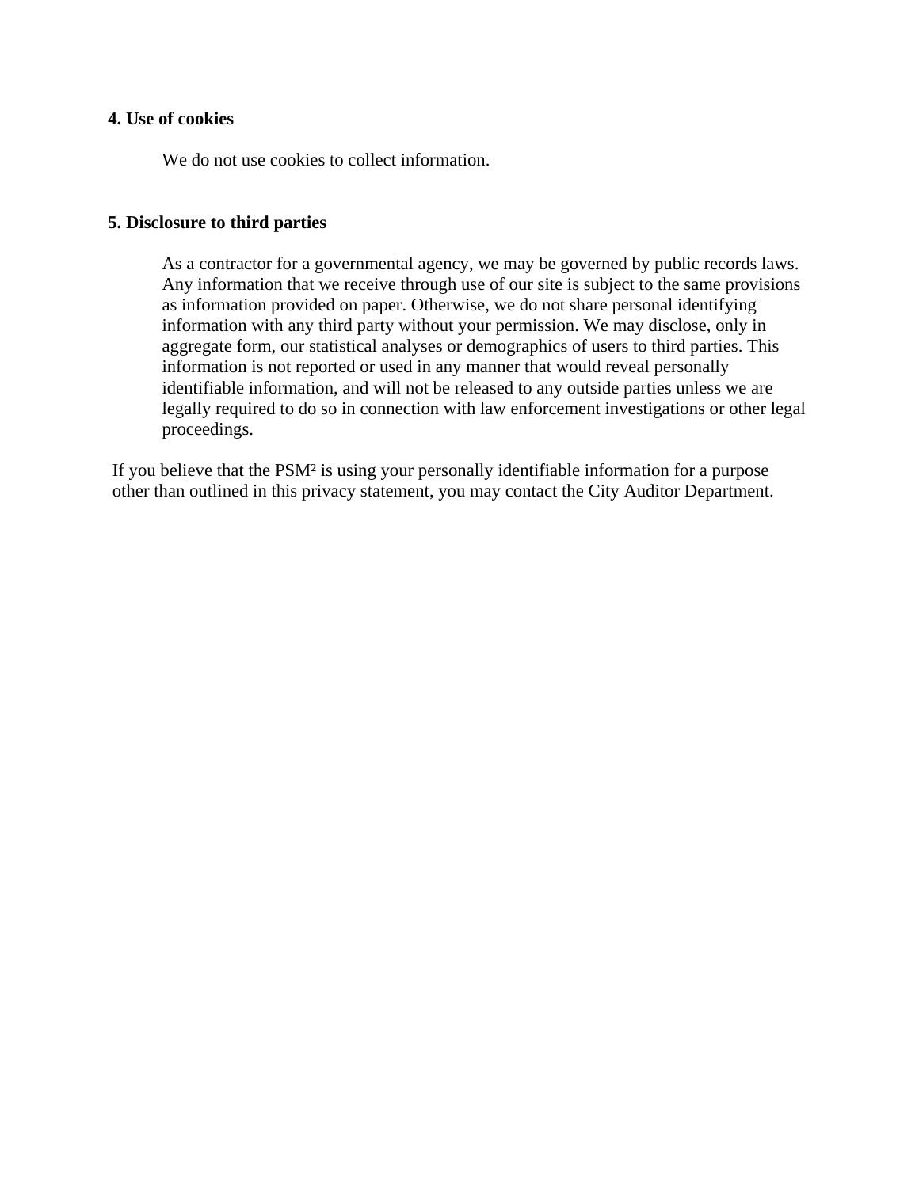**4. Use of cookies**

We do not use cookies to collect information.

**5. Disclosure to third parties**

As a contractor for a governmental agency, we may be governed by public records laws. Any information that we receive through use of our site is subject to the same provisions as information provided on paper. Otherwise, we do not share personal identifying information with any third party without your permission. We may disclose, only in aggregate form, our statistical analyses or demographics of users to third parties. This information is not reported or used in any manner that would reveal personally identifiable information, and will not be released to any outside parties unless we are legally required to do so in connection with law enforcement investigations or other legal proceedings.

If you believe that the PSM² is using your personally identifiable information for a purpose other than outlined in this privacy statement, you may contact the City Auditor Department.